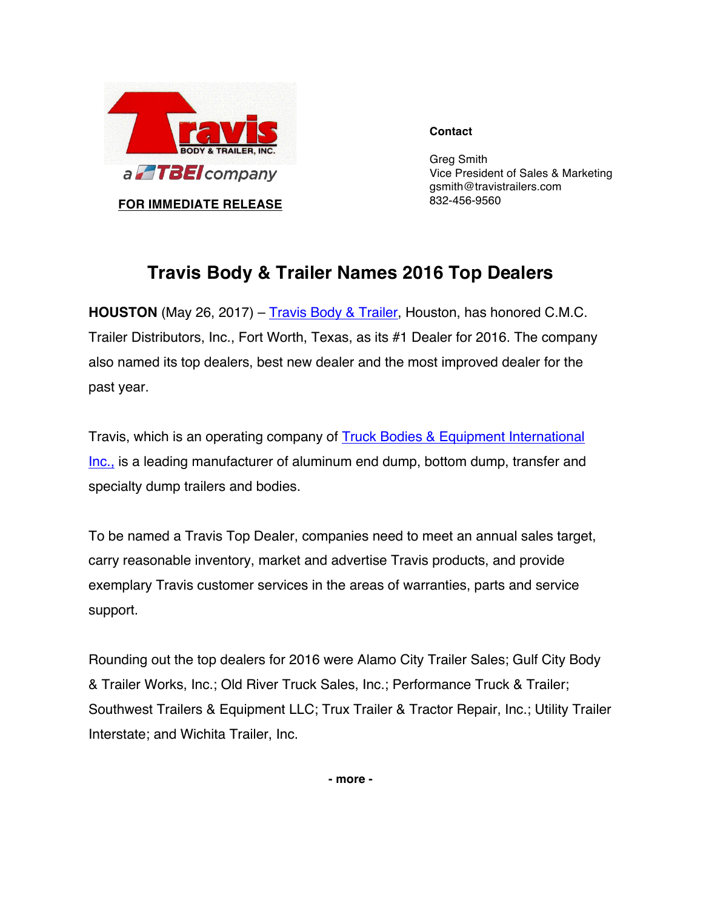**FOR IMMEDIATE RELEASE**

**Contact**

Greg Smith
Vice President of Sales & Marketing
gsmith@travistrailers.com
832-456-9560

# Travis Body & Trailer Names 2016 Top Dealers

**HOUSTON** (May 26, 2017) – Travis Body & Trailer, Houston, has honored C.M.C. Trailer Distributors, Inc., Fort Worth, Texas, as its #1 Dealer for 2016. The company also named its top dealers, best new dealer and the most improved dealer for the past year.

Travis, which is an operating company of Truck Bodies & Equipment International Inc., is a leading manufacturer of aluminum end dump, bottom dump, transfer and specialty dump trailers and bodies.

To be named a Travis Top Dealer, companies need to meet an annual sales target, carry reasonable inventory, market and advertise Travis products, and provide exemplary Travis customer services in the areas of warranties, parts and service support.

Rounding out the top dealers for 2016 were Alamo City Trailer Sales; Gulf City Body & Trailer Works, Inc.; Old River Truck Sales, Inc.; Performance Truck & Trailer; Southwest Trailers & Equipment LLC; Trux Trailer & Tractor Repair, Inc.; Utility Trailer Interstate; and Wichita Trailer, Inc.

**- more -**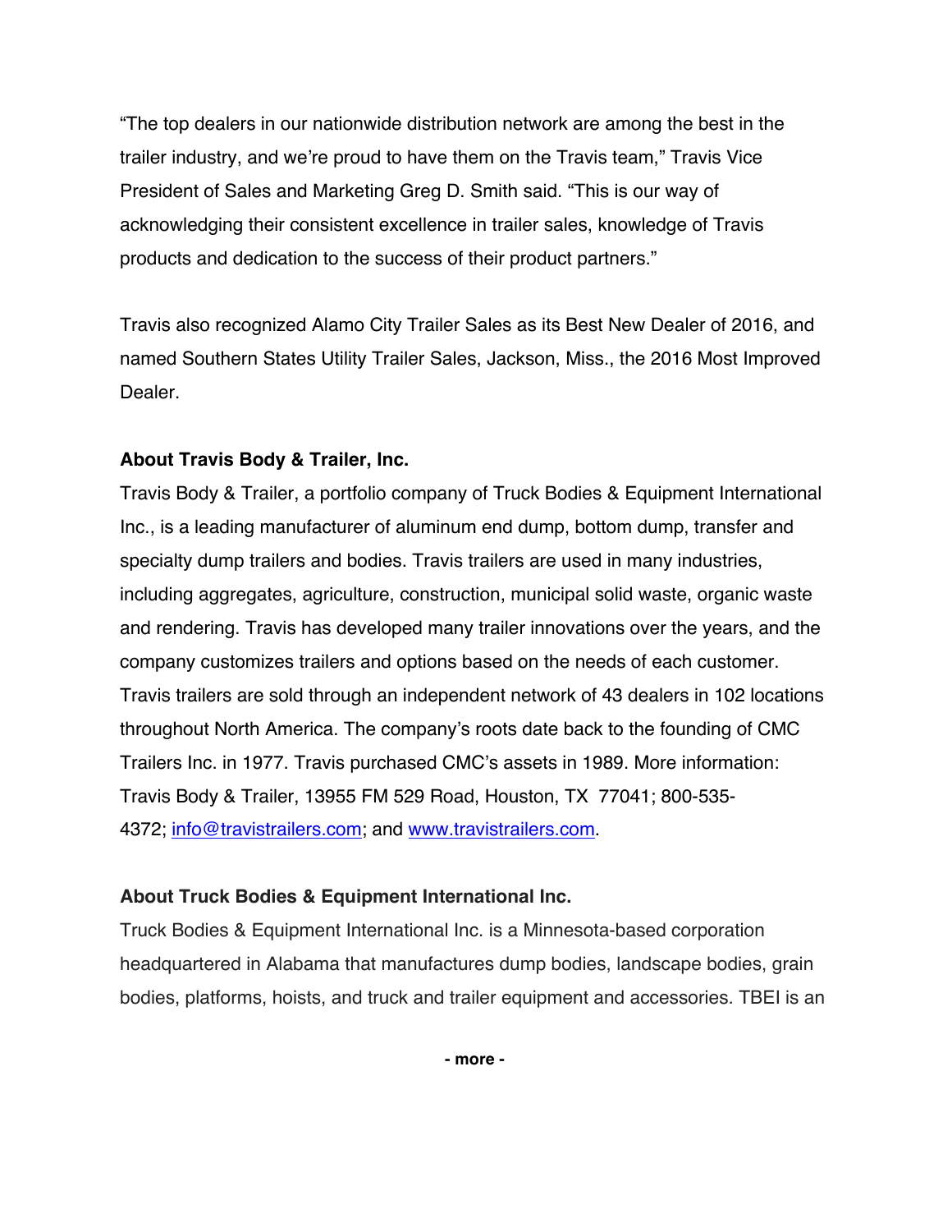"The top dealers in our nationwide distribution network are among the best in the trailer industry, and we're proud to have them on the Travis team," Travis Vice President of Sales and Marketing Greg D. Smith said. "This is our way of acknowledging their consistent excellence in trailer sales, knowledge of Travis products and dedication to the success of their product partners."

Travis also recognized Alamo City Trailer Sales as its Best New Dealer of 2016, and named Southern States Utility Trailer Sales, Jackson, Miss., the 2016 Most Improved Dealer.

**About Travis Body & Trailer, Inc.**

Travis Body & Trailer, a portfolio company of Truck Bodies & Equipment International Inc., is a leading manufacturer of aluminum end dump, bottom dump, transfer and specialty dump trailers and bodies. Travis trailers are used in many industries, including aggregates, agriculture, construction, municipal solid waste, organic waste and rendering. Travis has developed many trailer innovations over the years, and the company customizes trailers and options based on the needs of each customer. Travis trailers are sold through an independent network of 43 dealers in 102 locations throughout North America. The company's roots date back to the founding of CMC Trailers Inc. in 1977. Travis purchased CMC's assets in 1989. More information: Travis Body & Trailer, 13955 FM 529 Road, Houston, TX 77041; 800-535-4372; info@travistrailers.com; and www.travistrailers.com.

**About Truck Bodies & Equipment International Inc.**

Truck Bodies & Equipment International Inc. is a Minnesota-based corporation headquartered in Alabama that manufactures dump bodies, landscape bodies, grain bodies, platforms, hoists, and truck and trailer equipment and accessories. TBEI is an

- more -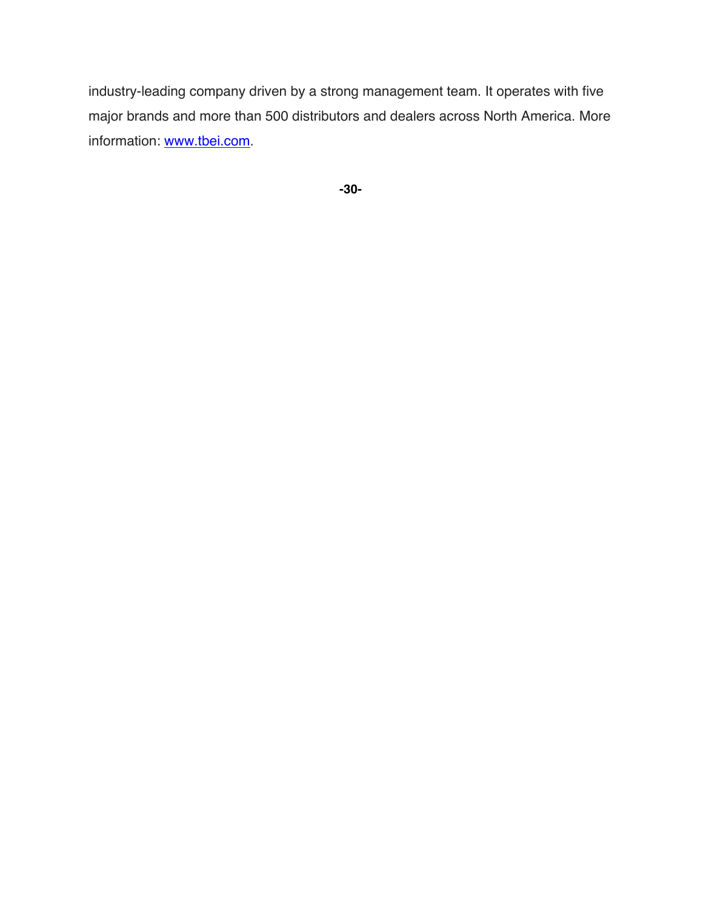industry-leading company driven by a strong management team. It operates with five major brands and more than 500 distributors and dealers across North America. More information: [www.tbei.com](http://www.tbei.com).

**-30-**